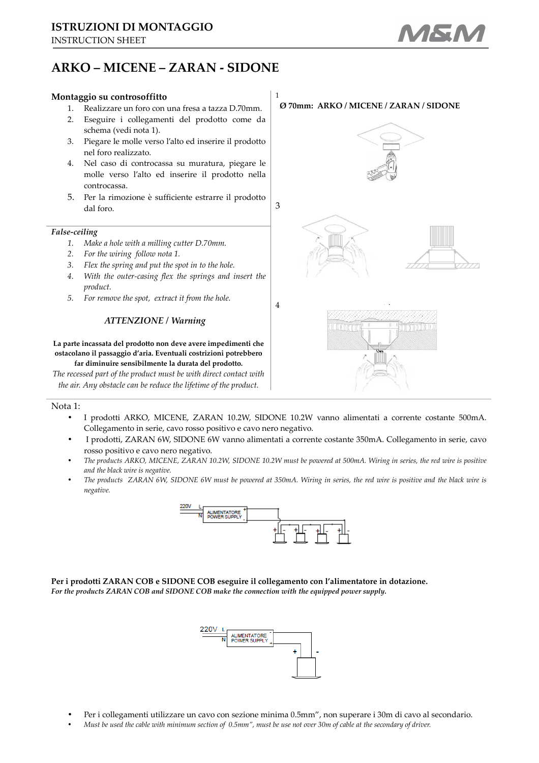# ISTRUZIONI DI MONTAGGIO

INSTRUCTION SHEET

## ARKO – MICENE – ZARAN - SIDONE

### Montaggio su controsoffitto

1. Realizzare un foro con una fresa a tazza D.70mm.
2. Eseguire i collegamenti del prodotto come da schema (vedi nota 1).
3. Piegare le molle verso l'alto ed inserire il prodotto nel foro realizzato.
4. Nel caso di controcassa su muratura, piegare le molle verso l'alto ed inserire il prodotto nella controcassa.
5. Per la rimozione è sufficiente estrarre il prodotto dal foro.

### *False-ceiling*

1. *Make a hole with a milling cutter D.70mm.*
2. *For the wiring follow nota 1.*
3. *Flex the spring and put the spot in to the hole.*
4. *With the outer-casing flex the springs and insert the product.*
5. *For remove the spot, extract it from the hole.*

*ATTENZIONE / Warning*

**La parte incassata del prodotto non deve avere impedimenti che ostacolano il passaggio d'aria. Eventuali costrizioni potrebbero far diminuire sensibilmente la durata del prodotto.**

*The recessed part of the product must be with direct contact with the air. Any obstacle can be reduce the lifetime of the product.*

1

**Ø 70mm: ARKO / MICENE / ZARAN / SIDONE**

3

4

Nota 1:

- I prodotti ARKO, MICENE, ZARAN 10.2W, SIDONE 10.2W vanno alimentati a corrente costante 500mA. Collegamento in serie, cavo rosso positivo e cavo nero negativo.
- I prodotti, ZARAN 6W, SIDONE 6W vanno alimentati a corrente costante 350mA. Collegamento in serie, cavo rosso positivo e cavo nero negativo.
- *The products ARKO, MICENE, ZARAN 10.2W, SIDONE 10.2W must be powered at 500mA. Wiring in series, the red wire is positive and the black wire is negative.*
- *The products ZARAN 6W, SIDONE 6W must be powered at 350mA. Wiring in series, the red wire is positive and the black wire is negative.*

220V L N ALIMENTATORE POWER SUPPLY + -

**Per i prodotti ZARAN COB e SIDONE COB eseguire il collegamento con l'alimentatore in dotazione.**
***For the products ZARAN COB and SIDONE COB make the connection with the equipped power supply.***

220V L N ALIMENTATORE POWER SUPPLY - + + -

- Per i collegamenti utilizzare un cavo con sezione minima 0.5mm", non superare i 30m di cavo al secondario.
- *Must be used the cable with minimum section of 0.5mm", must be use not over 30m of cable at the secondary of driver.*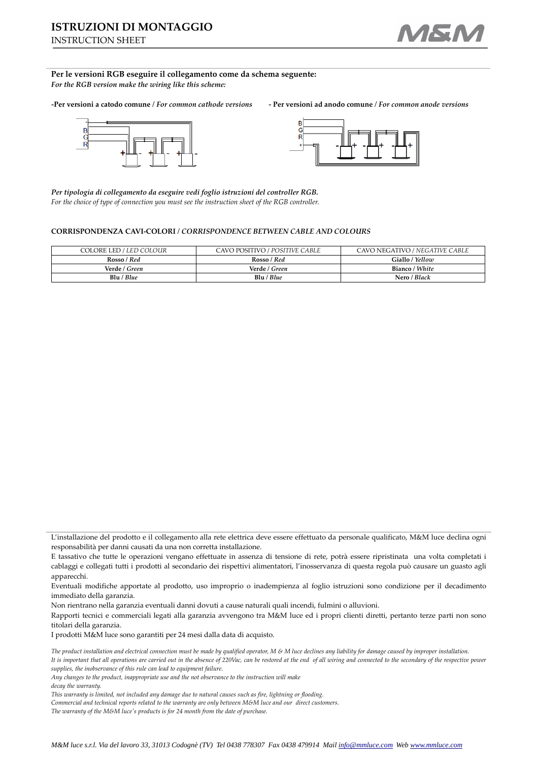**Per le versioni RGB eseguire il collegamento come da schema seguente:**
***For the RGB version make the wiring like this scheme:***

**-Per versioni a catodo comune /** *For common cathode versions*

**- Per versioni ad anodo comune /** *For common anode versions*

***Per tipologia di collegamento da eseguire vedi foglio istruzioni del controller RGB.***
*For the choice of type of connection you must see the instruction sheet of the RGB controller.*

**CORRISPONDENZA CAVI-COLORI /** *CORRISPONDENCE BETWEEN CABLE AND COLOURS*

| COLORE LED / *LED COLOUR* | CAVO POSITIVO / *POSITIVE CABLE* | CAVO NEGATIVO / *NEGATIVE CABLE* |
|---|---|---|
| **Rosso /** *Red* | **Rosso /** *Red* | **Giallo /** *Yellow* |
| **Verde /** *Green* | **Verde /** *Green* | **Bianco /** *White* |
| **Blu /** *Blue* | **Blu /** *Blue* | **Nero /** *Black* |

L'installazione del prodotto e il collegamento alla rete elettrica deve essere effettuato da personale qualificato, M&M luce declina ogni responsabilità per danni causati da una non corretta installazione.

E tassativo che tutte le operazioni vengano effettuate in assenza di tensione di rete, potrà essere ripristinata una volta completati i cablaggi e collegati tutti i prodotti al secondario dei rispettivi alimentatori, l'inosservanza di questa regola può causare un guasto agli apparecchi.

Eventuali modifiche apportate al prodotto, uso improprio o inadempienza al foglio istruzioni sono condizione per il decadimento immediato della garanzia.

Non rientrano nella garanzia eventuali danni dovuti a cause naturali quali incendi, fulmini o alluvioni.

Rapporti tecnici e commerciali legati alla garanzia avvengono tra M&M luce ed i propri clienti diretti, pertanto terze parti non sono titolari della garanzia.

I prodotti M&M luce sono garantiti per 24 mesi dalla data di acquisto.

*The product installation and electrical connection must be made by qualified operator, M & M luce declines any liability for damage caused by improper installation.*
*It is important that all operations are carried out in the absence of 220Vac, can be restored at the end of all wiring and connected to the secondary of the respective power supplies, the inobservance of this rule can lead to equipment failure.*
*Any changes to the product, inappropriate use and the not observance to the instruction will make decay the warranty.*
*This warranty is limited, not included any damage due to natural causes such as fire, lightning or flooding.*
*Commercial and technical reports related to the warranty are only between M&M luce and our direct customers.*
*The warranty of the M&M luce's products is for 24 month from the date of purchase.*

*M&M luce s.r.l. Via del lavoro 33, 31013 Codognè (TV) Tel 0438 778307 Fax 0438 479914 Mail info@mmluce.com Web www.mmluce.com*